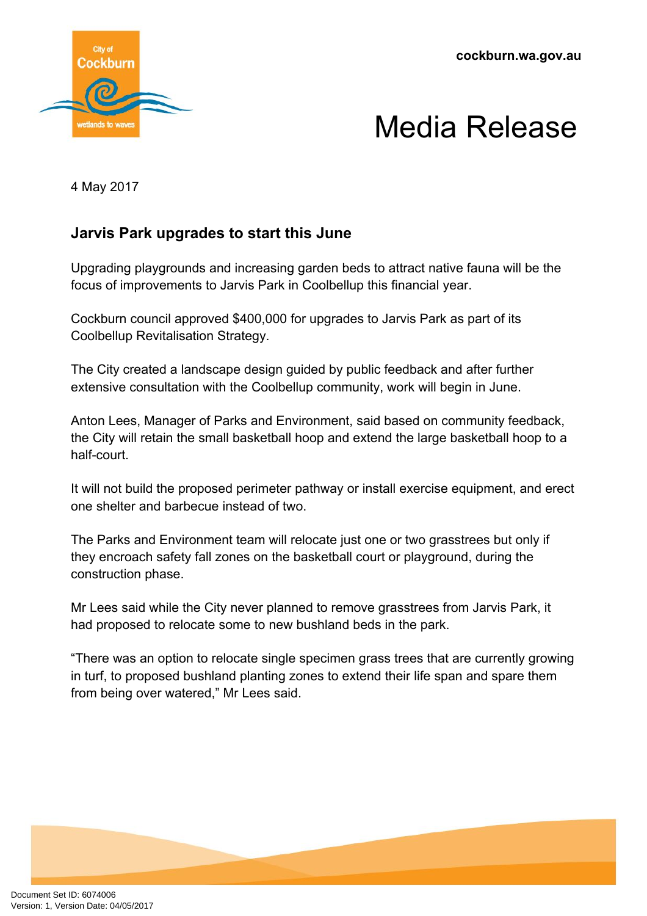cockburn.wa.gov.au

# Media Release

4 May 2017

## Jarvis Park upgrades to start this June

Upgrading playgrounds and increasing garden beds to attract native fauna will be the focus of improvements to Jarvis Park in Coolbellup this financial year.

Cockburn council approved $400,000 for upgrades to Jarvis Park as part of its Coolbellup Revitalisation Strategy.

The City created a landscape design guided by public feedback and after further extensive consultation with the Coolbellup community, work will begin in June.

Anton Lees, Manager of Parks and Environment, said based on community feedback, the City will retain the small basketball hoop and extend the large basketball hoop to a half-court.

It will not build the proposed perimeter pathway or install exercise equipment, and erect one shelter and barbecue instead of two.

The Parks and Environment team will relocate just one or two grasstrees but only if they encroach safety fall zones on the basketball court or playground, during the construction phase.

Mr Lees said while the City never planned to remove grasstrees from Jarvis Park, it had proposed to relocate some to new bushland beds in the park.

“There was an option to relocate single specimen grass trees that are currently growing in turf, to proposed bushland planting zones to extend their life span and spare them from being over watered,” Mr Lees said.

Document Set ID: 6074006
Version: 1, Version Date: 04/05/2017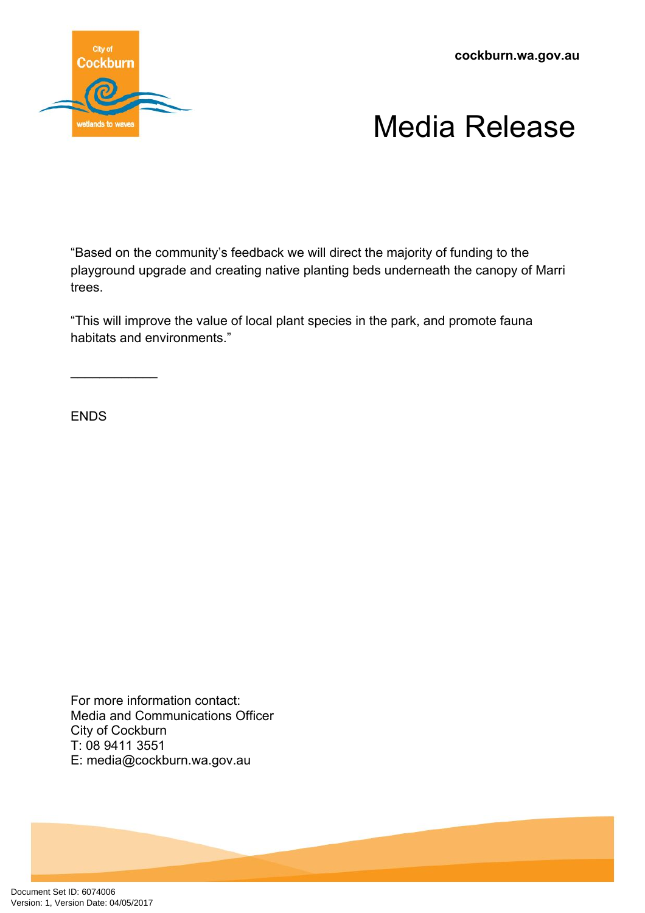“Based on the community’s feedback we will direct the majority of funding to the playground upgrade and creating native planting beds underneath the canopy of Marri trees.

“This will improve the value of local plant species in the park, and promote fauna habitats and environments.”

\_\_\_\_\_\_\_\_\_\_\_\_

ENDS

For more information contact:
Media and Communications Officer
City of Cockburn
T: 08 9411 3551
E: media@cockburn.wa.gov.au